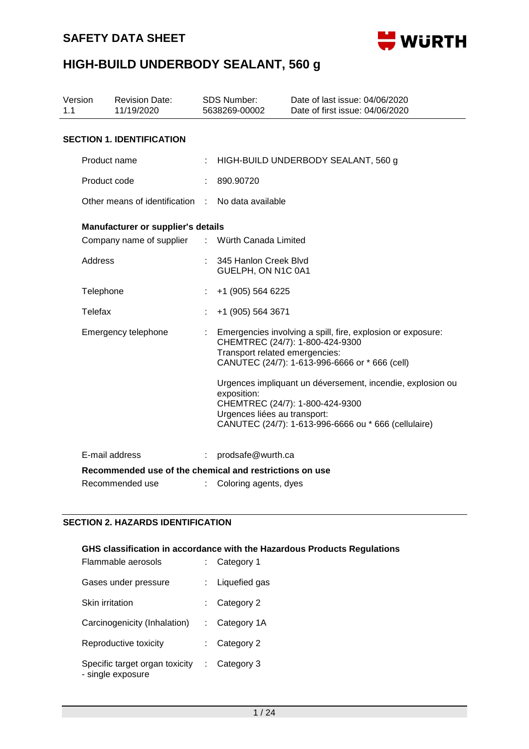# SAFETY DATA SHEET

# HIGH-BUILD UNDERBODY SEALANT, 560 g

| Version | Revision Date: | SDS Number: | Date of last issue: 04/06/2020 |
|---|---|---|---|
| 1.1 | 11/19/2020 | 5638269-00002 | Date of first issue: 04/06/2020 |

## SECTION 1. IDENTIFICATION

Product name : HIGH-BUILD UNDERBODY SEALANT, 560 g

Product code : 890.90720

Other means of identification : No data available

**Manufacturer or supplier's details**

Company name of supplier : Würth Canada Limited

Address : 345 Hanlon Creek Blvd
GUELPH, ON N1C 0A1

Telephone : +1 (905) 564 6225

Telefax : +1 (905) 564 3671

Emergency telephone : Emergencies involving a spill, fire, explosion or exposure:
CHEMTREC (24/7): 1-800-424-9300
Transport related emergencies:
CANUTEC (24/7): 1-613-996-6666 or * 666 (cell)

Urgences impliquant un déversement, incendie, explosion ou exposition:
CHEMTREC (24/7): 1-800-424-9300
Urgences liées au transport:
CANUTEC (24/7): 1-613-996-6666 ou * 666 (cellulaire)

E-mail address : prodsafe@wurth.ca

**Recommended use of the chemical and restrictions on use**

Recommended use : Coloring agents, dyes

## SECTION 2. HAZARDS IDENTIFICATION

**GHS classification in accordance with the Hazardous Products Regulations**

Flammable aerosols : Category 1

Gases under pressure : Liquefied gas

Skin irritation : Category 2

Carcinogenicity (Inhalation) : Category 1A

Reproductive toxicity : Category 2

Specific target organ toxicity - single exposure : Category 3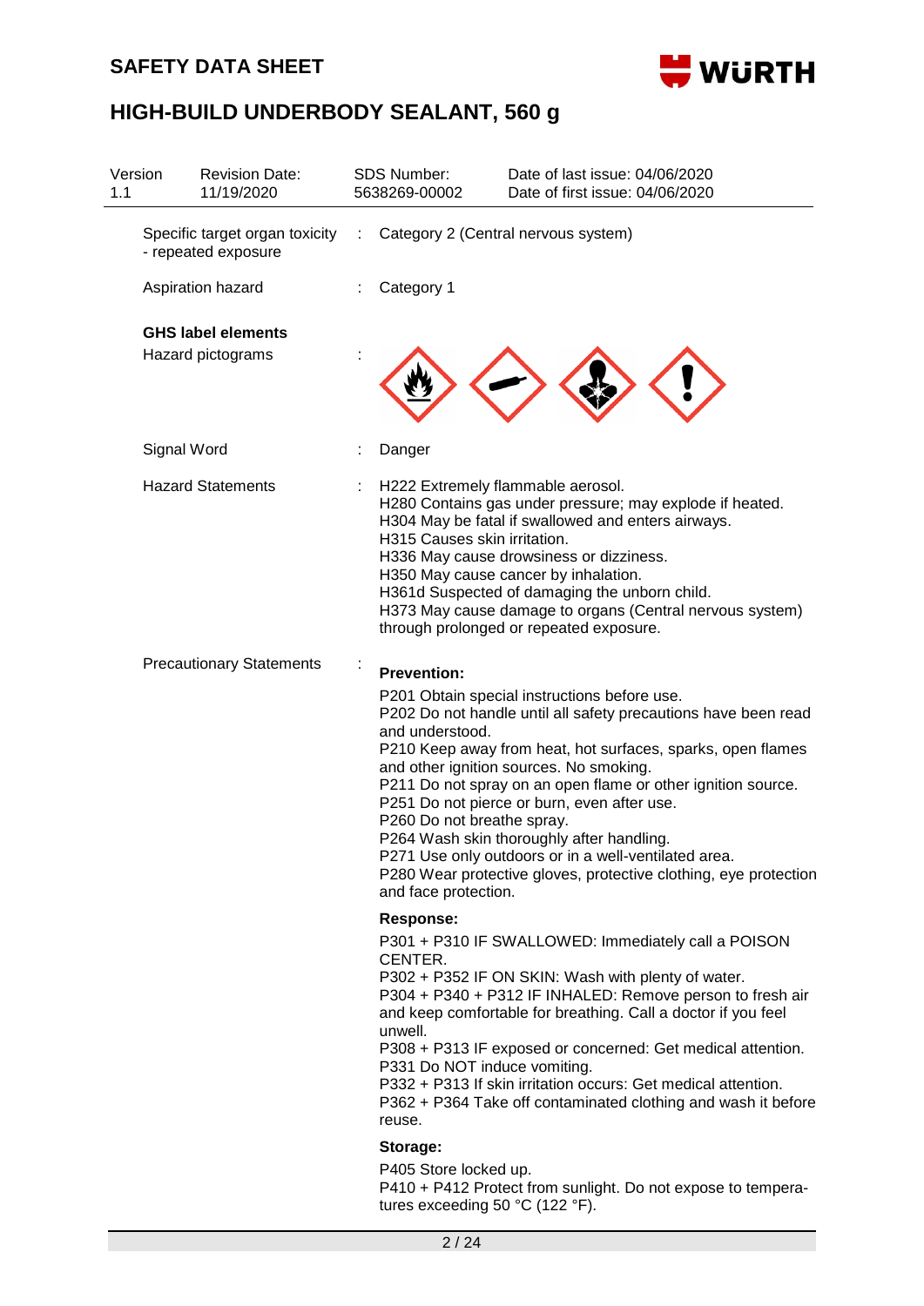| | | |
|---|---|---|
| Specific target organ toxicity - repeated exposure | : | Category 2 (Central nervous system) |
| Aspiration hazard | : | Category 1 |

**GHS label elements**

| | | |
|---|---|---|
| Hazard pictograms | : | |
| Signal Word | : | Danger |
| Hazard Statements | : | H222 Extremely flammable aerosol.<br>H280 Contains gas under pressure; may explode if heated.<br>H304 May be fatal if swallowed and enters airways.<br>H315 Causes skin irritation.<br>H336 May cause drowsiness or dizziness.<br>H350 May cause cancer by inhalation.<br>H361d Suspected of damaging the unborn child.<br>H373 May cause damage to organs (Central nervous system) through prolonged or repeated exposure. |

Precautionary Statements :

**Prevention:**

P201 Obtain special instructions before use.
P202 Do not handle until all safety precautions have been read and understood.
P210 Keep away from heat, hot surfaces, sparks, open flames and other ignition sources. No smoking.
P211 Do not spray on an open flame or other ignition source.
P251 Do not pierce or burn, even after use.
P260 Do not breathe spray.
P264 Wash skin thoroughly after handling.
P271 Use only outdoors or in a well-ventilated area.
P280 Wear protective gloves, protective clothing, eye protection and face protection.

**Response:**

P301 + P310 IF SWALLOWED: Immediately call a POISON CENTER.
P302 + P352 IF ON SKIN: Wash with plenty of water.
P304 + P340 + P312 IF INHALED: Remove person to fresh air and keep comfortable for breathing. Call a doctor if you feel unwell.
P308 + P313 IF exposed or concerned: Get medical attention.
P331 Do NOT induce vomiting.
P332 + P313 If skin irritation occurs: Get medical attention.
P362 + P364 Take off contaminated clothing and wash it before reuse.

**Storage:**

P405 Store locked up.
P410 + P412 Protect from sunlight. Do not expose to temperatures exceeding 50 °C (122 °F).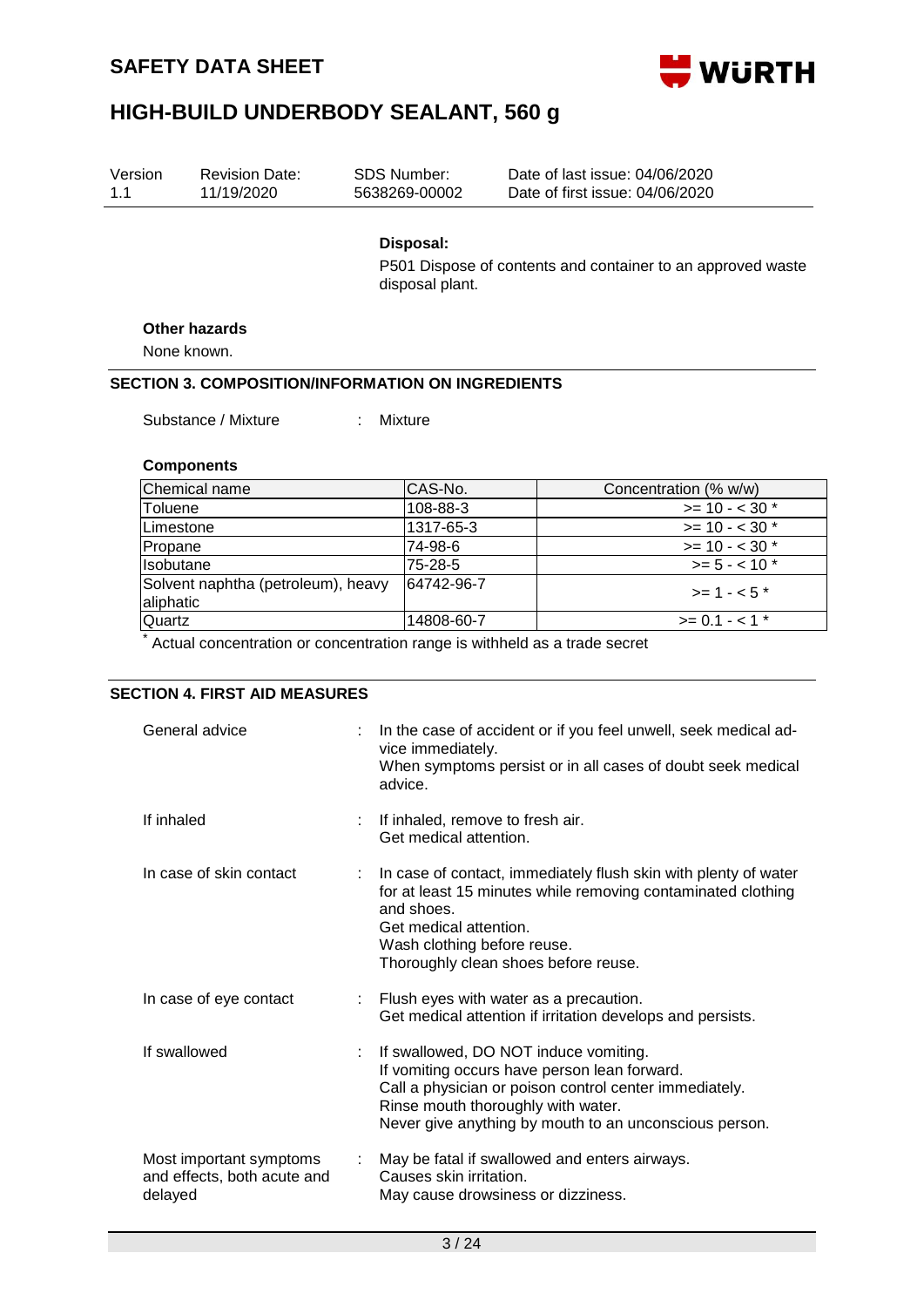**Disposal:**

P501 Dispose of contents and container to an approved waste disposal plant.

**Other hazards**

None known.

## SECTION 3. COMPOSITION/INFORMATION ON INGREDIENTS

Substance / Mixture : Mixture

**Components**

| Chemical name | CAS-No. | Concentration (% w/w) |
|---|---|---|
| Toluene | 108-88-3 | >= 10 - < 30 * |
| Limestone | 1317-65-3 | >= 10 - < 30 * |
| Propane | 74-98-6 | >= 10 - < 30 * |
| Isobutane | 75-28-5 | >= 5 - < 10 * |
| Solvent naphtha (petroleum), heavy aliphatic | 64742-96-7 | >= 1 - < 5 * |
| Quartz | 14808-60-7 | >= 0.1 - < 1 * |

* Actual concentration or concentration range is withheld as a trade secret

## SECTION 4. FIRST AID MEASURES

General advice : In the case of accident or if you feel unwell, seek medical advice immediately.
When symptoms persist or in all cases of doubt seek medical advice.

If inhaled : If inhaled, remove to fresh air.
Get medical attention.

In case of skin contact : In case of contact, immediately flush skin with plenty of water for at least 15 minutes while removing contaminated clothing and shoes.
Get medical attention.
Wash clothing before reuse.
Thoroughly clean shoes before reuse.

In case of eye contact : Flush eyes with water as a precaution.
Get medical attention if irritation develops and persists.

If swallowed : If swallowed, DO NOT induce vomiting.
If vomiting occurs have person lean forward.
Call a physician or poison control center immediately.
Rinse mouth thoroughly with water.
Never give anything by mouth to an unconscious person.

Most important symptoms and effects, both acute and delayed : May be fatal if swallowed and enters airways.
Causes skin irritation.
May cause drowsiness or dizziness.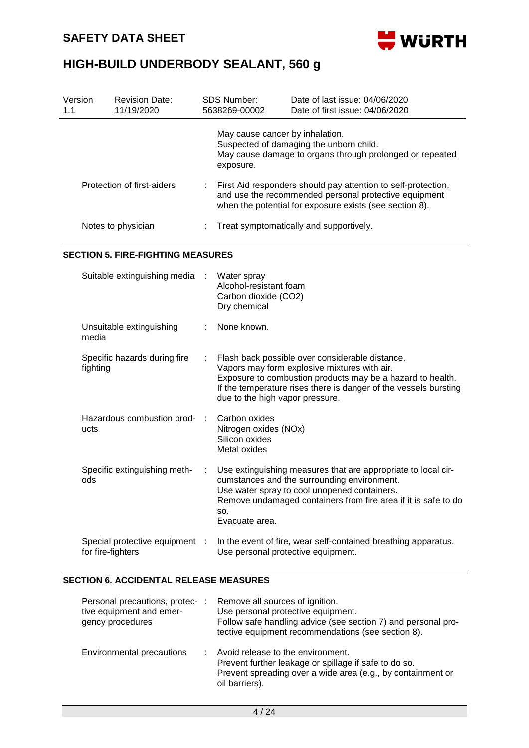| | | |
|---|---|---|
| | | May cause cancer by inhalation.<br>Suspected of damaging the unborn child.<br>May cause damage to organs through prolonged or repeated exposure. |
| Protection of first-aiders | : | First Aid responders should pay attention to self-protection, and use the recommended personal protective equipment when the potential for exposure exists (see section 8). |
| Notes to physician | : | Treat symptomatically and supportively. |

## SECTION 5. FIRE-FIGHTING MEASURES

| | | |
|---|---|---|
| Suitable extinguishing media | : | Water spray<br>Alcohol-resistant foam<br>Carbon dioxide ($CO_2$)<br>Dry chemical |
| Unsuitable extinguishing media | : | None known. |
| Specific hazards during fire fighting | : | Flash back possible over considerable distance.<br>Vapors may form explosive mixtures with air.<br>Exposure to combustion products may be a hazard to health.<br>If the temperature rises there is danger of the vessels bursting due to the high vapor pressure. |
| Hazardous combustion products | : | Carbon oxides<br>Nitrogen oxides ($NO_x$)<br>Silicon oxides<br>Metal oxides |
| Specific extinguishing methods | : | Use extinguishing measures that are appropriate to local circumstances and the surrounding environment.<br>Use water spray to cool unopened containers.<br>Remove undamaged containers from fire area if it is safe to do so.<br>Evacuate area. |
| Special protective equipment for fire-fighters | : | In the event of fire, wear self-contained breathing apparatus.<br>Use personal protective equipment. |

## SECTION 6. ACCIDENTAL RELEASE MEASURES

| | | |
|---|---|---|
| Personal precautions, protective equipment and emergency procedures | : | Remove all sources of ignition.<br>Use personal protective equipment.<br>Follow safe handling advice (see section 7) and personal protective equipment recommendations (see section 8). |
| Environmental precautions | : | Avoid release to the environment.<br>Prevent further leakage or spillage if safe to do so.<br>Prevent spreading over a wide area (e.g., by containment or oil barriers). |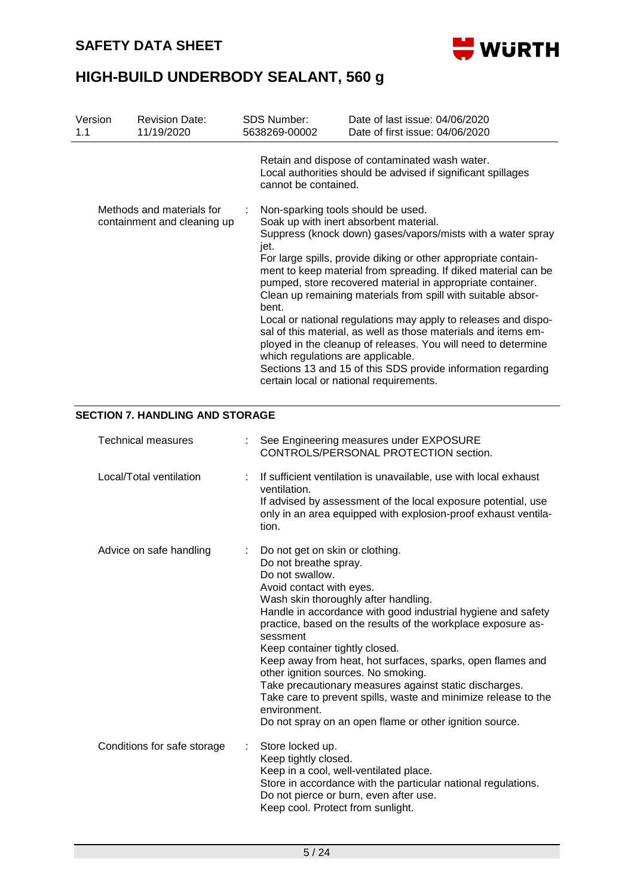Retain and dispose of contaminated wash water.
Local authorities should be advised if significant spillages cannot be contained.

| | | |
|---|---|---|
| Methods and materials for containment and cleaning up | : | Non-sparking tools should be used.<br>Soak up with inert absorbent material.<br>Suppress (knock down) gases/vapors/mists with a water spray jet.<br>For large spills, provide diking or other appropriate containment to keep material from spreading. If diked material can be pumped, store recovered material in appropriate container.<br>Clean up remaining materials from spill with suitable absorbent.<br>Local or national regulations may apply to releases and disposal of this material, as well as those materials and items employed in the cleanup of releases. You will need to determine which regulations are applicable.<br>Sections 13 and 15 of this SDS provide information regarding certain local or national requirements. |

## SECTION 7. HANDLING AND STORAGE

| | | |
|---|---|---|
| Technical measures | : | See Engineering measures under EXPOSURE CONTROLS/PERSONAL PROTECTION section. |
| Local/Total ventilation | : | If sufficient ventilation is unavailable, use with local exhaust ventilation.<br>If advised by assessment of the local exposure potential, use only in an area equipped with explosion-proof exhaust ventilation. |
| Advice on safe handling | : | Do not get on skin or clothing.<br>Do not breathe spray.<br>Do not swallow.<br>Avoid contact with eyes.<br>Wash skin thoroughly after handling.<br>Handle in accordance with good industrial hygiene and safety practice, based on the results of the workplace exposure assessment<br>Keep container tightly closed.<br>Keep away from heat, hot surfaces, sparks, open flames and other ignition sources. No smoking.<br>Take precautionary measures against static discharges.<br>Take care to prevent spills, waste and minimize release to the environment.<br>Do not spray on an open flame or other ignition source. |
| Conditions for safe storage | : | Store locked up.<br>Keep tightly closed.<br>Keep in a cool, well-ventilated place.<br>Store in accordance with the particular national regulations.<br>Do not pierce or burn, even after use.<br>Keep cool. Protect from sunlight. |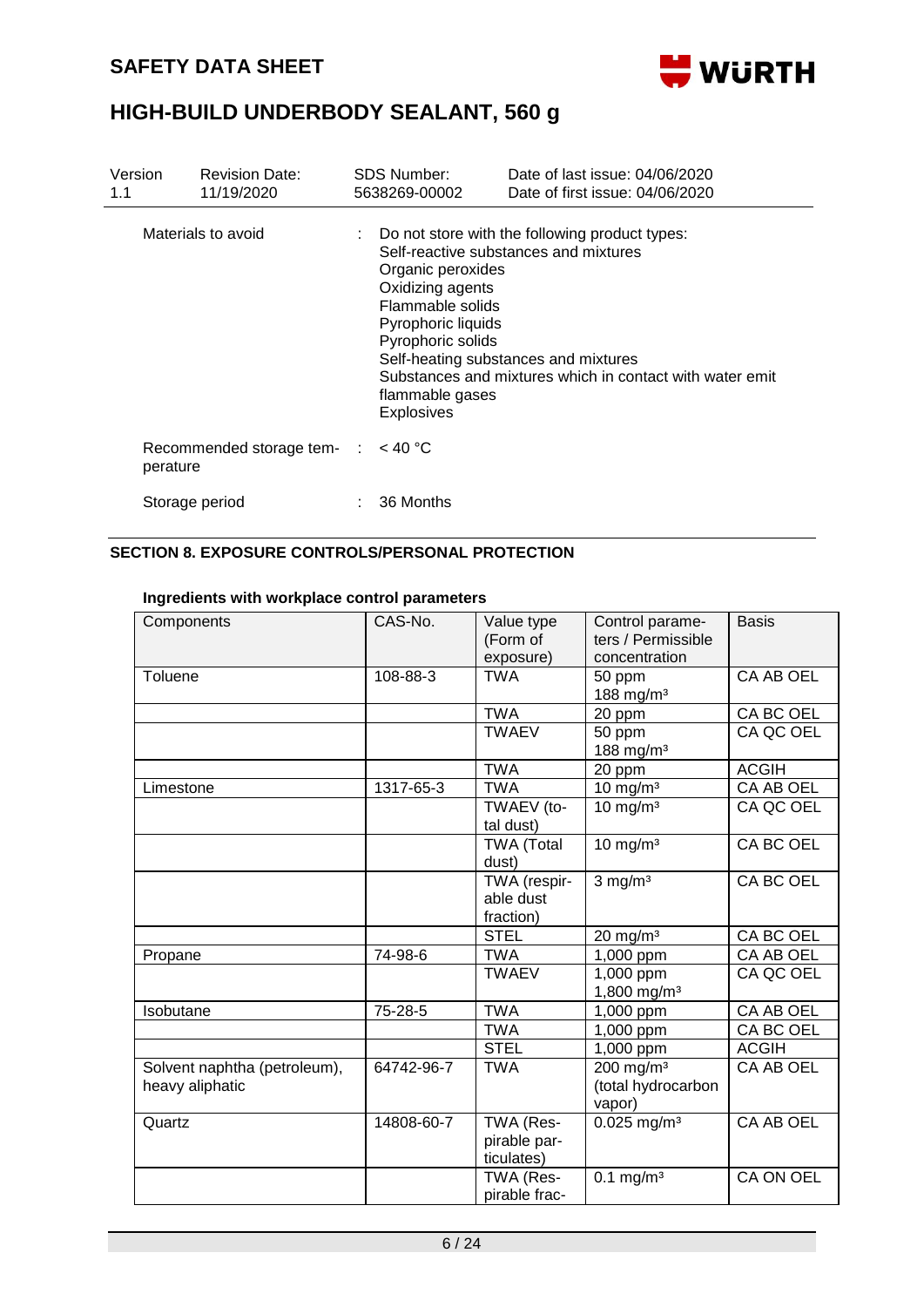Materials to avoid : Do not store with the following product types:
Self-reactive substances and mixtures
Organic peroxides
Oxidizing agents
Flammable solids
Pyrophoric liquids
Pyrophoric solids
Self-heating substances and mixtures
Substances and mixtures which in contact with water emit flammable gases
Explosives

Recommended storage temperature : < 40 °C

Storage period : 36 Months

## SECTION 8. EXPOSURE CONTROLS/PERSONAL PROTECTION

**Ingredients with workplace control parameters**

| Components | CAS-No. | Value type (Form of exposure) | Control parameters / Permissible concentration | Basis |
|---|---|---|---|---|
| Toluene | 108-88-3 | TWA | 50 ppm<br>188 mg/m³ | CA AB OEL |
| | | TWA | 20 ppm | CA BC OEL |
| | | TWAEV | 50 ppm<br>188 mg/m³ | CA QC OEL |
| | | TWA | 20 ppm | ACGIH |
| Limestone | 1317-65-3 | TWA | 10 mg/m³ | CA AB OEL |
| | | TWAEV (total dust) | 10 mg/m³ | CA QC OEL |
| | | TWA (Total dust) | 10 mg/m³ | CA BC OEL |
| | | TWA (respirable dust fraction) | 3 mg/m³ | CA BC OEL |
| | | STEL | 20 mg/m³ | CA BC OEL |
| Propane | 74-98-6 | TWA | 1,000 ppm | CA AB OEL |
| | | TWAEV | 1,000 ppm<br>1,800 mg/m³ | CA QC OEL |
| Isobutane | 75-28-5 | TWA | 1,000 ppm | CA AB OEL |
| | | TWA | 1,000 ppm | CA BC OEL |
| | | STEL | 1,000 ppm | ACGIH |
| Solvent naphtha (petroleum), heavy aliphatic | 64742-96-7 | TWA | 200 mg/m³<br>(total hydrocarbon vapor) | CA AB OEL |
| Quartz | 14808-60-7 | TWA (Respirable particulates) | 0.025 mg/m³ | CA AB OEL |
| | | TWA (Respirable frac- | 0.1 mg/m³ | CA ON OEL |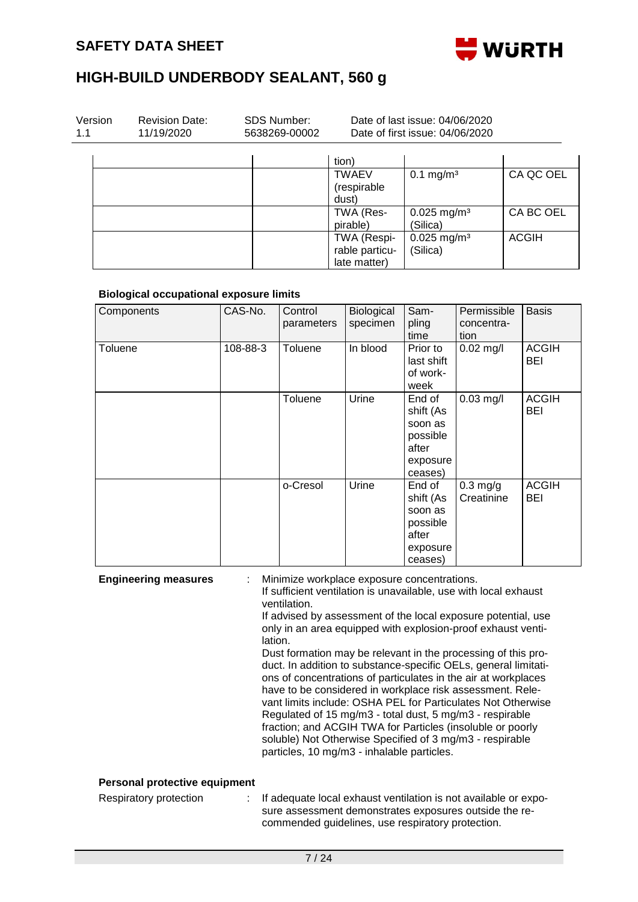| | | | | |
|---|---|---|---|---|
| | | tion) | | |
| | | TWAEV (respirable dust) | 0.1 mg/m³ | CA QC OEL |
| | | TWA (Respirable) | 0.025 mg/m³ (Silica) | CA BC OEL |
| | | TWA (Respirable particulate matter) | 0.025 mg/m³ (Silica) | ACGIH |

**Biological occupational exposure limits**

| Components | CAS-No. | Control parameters | Biological specimen | Sampling time | Permissible concentration | Basis |
|---|---|---|---|---|---|---|
| Toluene | 108-88-3 | Toluene | In blood | Prior to last shift of workweek | 0.02 mg/l | ACGIH BEI |
| | | Toluene | Urine | End of shift (As soon as possible after exposure ceases) | 0.03 mg/l | ACGIH BEI |
| | | o-Cresol | Urine | End of shift (As soon as possible after exposure ceases) | 0.3 mg/g Creatinine | ACGIH BEI |

**Engineering measures** : Minimize workplace exposure concentrations.
If sufficient ventilation is unavailable, use with local exhaust ventilation.
If advised by assessment of the local exposure potential, use only in an area equipped with explosion-proof exhaust ventilation.
Dust formation may be relevant in the processing of this product. In addition to substance-specific OELs, general limitations of concentrations of particulates in the air at workplaces have to be considered in workplace risk assessment. Relevant limits include: OSHA PEL for Particulates Not Otherwise Regulated of 15 mg/m3 - total dust, 5 mg/m3 - respirable fraction; and ACGIH TWA for Particles (insoluble or poorly soluble) Not Otherwise Specified of 3 mg/m3 - respirable particles, 10 mg/m3 - inhalable particles.

**Personal protective equipment**

Respiratory protection : If adequate local exhaust ventilation is not available or exposure assessment demonstrates exposures outside the recommended guidelines, use respiratory protection.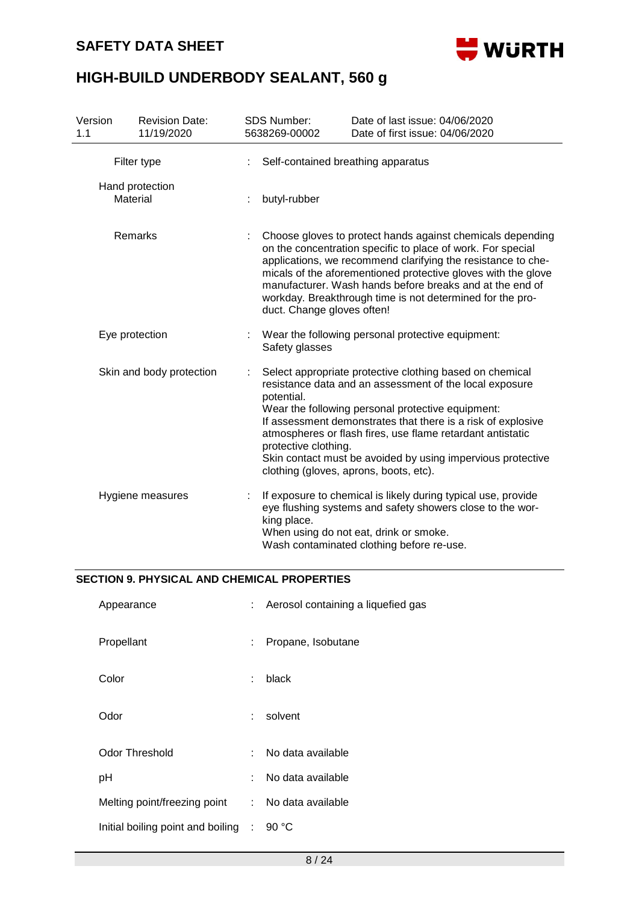| | | |
|---|---|---|
| Filter type | : | Self-contained breathing apparatus |
| Hand protection<br>Material | : | butyl-rubber |
| Remarks | : | Choose gloves to protect hands against chemicals depending on the concentration specific to place of work. For special applications, we recommend clarifying the resistance to chemicals of the aforementioned protective gloves with the glove manufacturer. Wash hands before breaks and at the end of workday. Breakthrough time is not determined for the product. Change gloves often! |
| Eye protection | : | Wear the following personal protective equipment:<br>Safety glasses |
| Skin and body protection | : | Select appropriate protective clothing based on chemical resistance data and an assessment of the local exposure potential.<br>Wear the following personal protective equipment:<br>If assessment demonstrates that there is a risk of explosive atmospheres or flash fires, use flame retardant antistatic protective clothing.<br>Skin contact must be avoided by using impervious protective clothing (gloves, aprons, boots, etc). |
| Hygiene measures | : | If exposure to chemical is likely during typical use, provide eye flushing systems and safety showers close to the working place.<br>When using do not eat, drink or smoke.<br>Wash contaminated clothing before re-use. |

## SECTION 9. PHYSICAL AND CHEMICAL PROPERTIES

| | | |
|---|---|---|
| Appearance | : | Aerosol containing a liquefied gas |
| Propellant | : | Propane, Isobutane |
| Color | : | black |
| Odor | : | solvent |
| Odor Threshold | : | No data available |
| pH | : | No data available |
| Melting point/freezing point | : | No data available |
| Initial boiling point and boiling | : | 90 °C |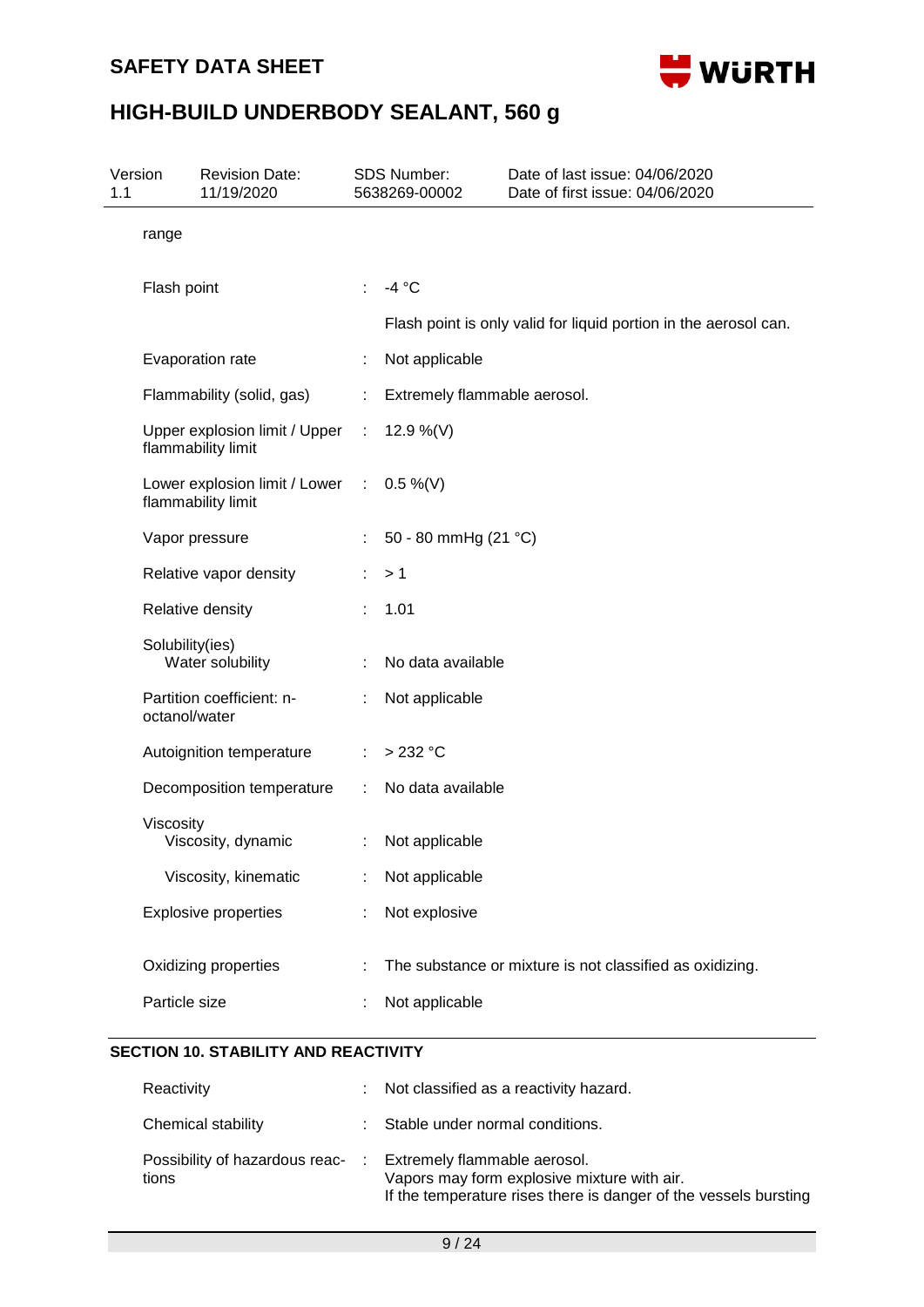| | | |
|---|---|---|
| range | | |
| Flash point | : | -4 °C |
| | | Flash point is only valid for liquid portion in the aerosol can. |
| Evaporation rate | : | Not applicable |
| Flammability (solid, gas) | : | Extremely flammable aerosol. |
| Upper explosion limit / Upper flammability limit | : | 12.9 %(V) |
| Lower explosion limit / Lower flammability limit | : | 0.5 %(V) |
| Vapor pressure | : | 50 - 80 mmHg (21 °C) |
| Relative vapor density | : | > 1 |
| Relative density | : | 1.01 |
| Solubility(ies) | | |
| Water solubility | : | No data available |
| Partition coefficient: n-octanol/water | : | Not applicable |
| Autoignition temperature | : | > 232 °C |
| Decomposition temperature | : | No data available |
| Viscosity | | |
| Viscosity, dynamic | : | Not applicable |
| Viscosity, kinematic | : | Not applicable |
| Explosive properties | : | Not explosive |
| Oxidizing properties | : | The substance or mixture is not classified as oxidizing. |
| Particle size | : | Not applicable |

## SECTION 10. STABILITY AND REACTIVITY

| | | |
|---|---|---|
| Reactivity | : | Not classified as a reactivity hazard. |
| Chemical stability | : | Stable under normal conditions. |
| Possibility of hazardous reactions | : | Extremely flammable aerosol.<br>Vapors may form explosive mixture with air.<br>If the temperature rises there is danger of the vessels bursting |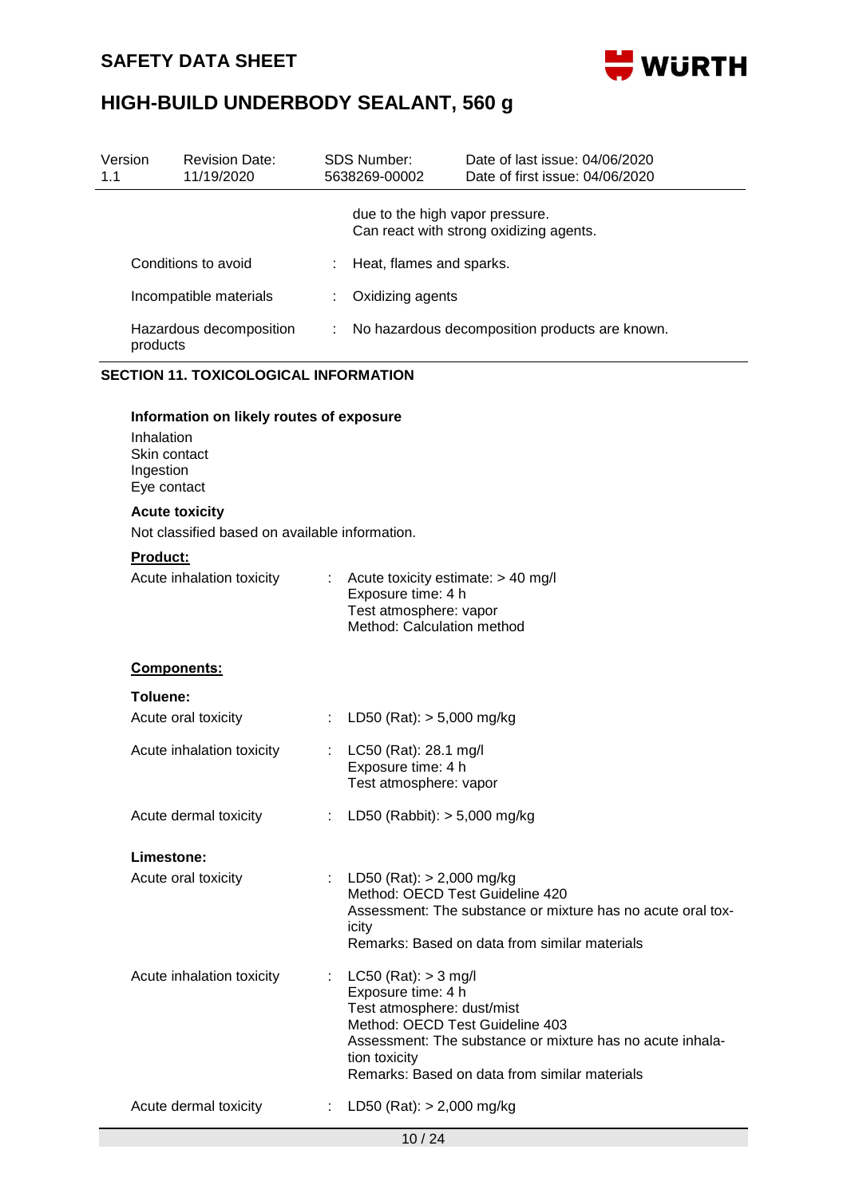| Version | Revision Date: | SDS Number: | Date of last issue: 04/06/2020 |
|---|---|---|---|
| 1.1 | 11/19/2020 | 5638269-00002 | Date of first issue: 04/06/2020 |

due to the high vapor pressure.
Can react with strong oxidizing agents.

| | | |
|---|---|---|
| Conditions to avoid | : | Heat, flames and sparks. |
| Incompatible materials | : | Oxidizing agents |
| Hazardous decomposition products | : | No hazardous decomposition products are known. |

## SECTION 11. TOXICOLOGICAL INFORMATION

**Information on likely routes of exposure**

Inhalation
Skin contact
Ingestion
Eye contact

**Acute toxicity**

Not classified based on available information.

**Product:**

| | | |
|---|---|---|
| Acute inhalation toxicity | : | Acute toxicity estimate: > 40 mg/l<br>Exposure time: 4 h<br>Test atmosphere: vapor<br>Method: Calculation method |

**Components:**

**Toluene:**

| | | |
|---|---|---|
| Acute oral toxicity | : | LD50 (Rat): > 5,000 mg/kg |
| Acute inhalation toxicity | : | LC50 (Rat): 28.1 mg/l<br>Exposure time: 4 h<br>Test atmosphere: vapor |
| Acute dermal toxicity | : | LD50 (Rabbit): > 5,000 mg/kg |

**Limestone:**

| | | |
|---|---|---|
| Acute oral toxicity | : | LD50 (Rat): > 2,000 mg/kg<br>Method: OECD Test Guideline 420<br>Assessment: The substance or mixture has no acute oral toxicity<br>Remarks: Based on data from similar materials |
| Acute inhalation toxicity | : | LC50 (Rat): > 3 mg/l<br>Exposure time: 4 h<br>Test atmosphere: dust/mist<br>Method: OECD Test Guideline 403<br>Assessment: The substance or mixture has no acute inhalation toxicity<br>Remarks: Based on data from similar materials |
| Acute dermal toxicity | : | LD50 (Rat): > 2,000 mg/kg |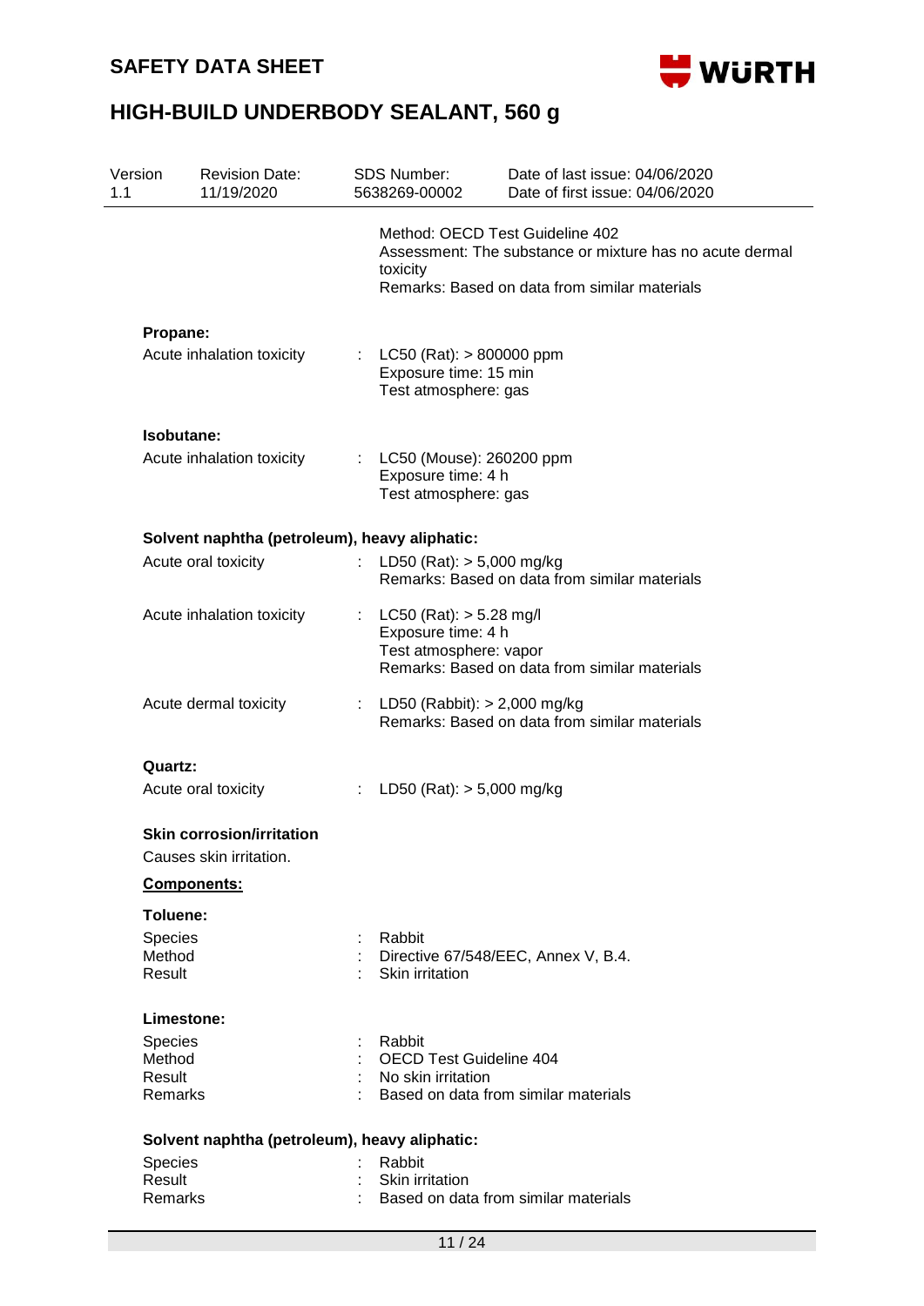Method: OECD Test Guideline 402
Assessment: The substance or mixture has no acute dermal toxicity
Remarks: Based on data from similar materials

**Propane:**

| | | |
|---|---|---|
| Acute inhalation toxicity | : | LC50 (Rat): > 800000 ppm<br>Exposure time: 15 min<br>Test atmosphere: gas |

**Isobutane:**

| | | |
|---|---|---|
| Acute inhalation toxicity | : | LC50 (Mouse): 260200 ppm<br>Exposure time: 4 h<br>Test atmosphere: gas |

**Solvent naphtha (petroleum), heavy aliphatic:**

| | | |
|---|---|---|
| Acute oral toxicity | : | LD50 (Rat): > 5,000 mg/kg<br>Remarks: Based on data from similar materials |
| Acute inhalation toxicity | : | LC50 (Rat): > 5.28 mg/l<br>Exposure time: 4 h<br>Test atmosphere: vapor<br>Remarks: Based on data from similar materials |
| Acute dermal toxicity | : | LD50 (Rabbit): > 2,000 mg/kg<br>Remarks: Based on data from similar materials |

**Quartz:**

| | | |
|---|---|---|
| Acute oral toxicity | : | LD50 (Rat): > 5,000 mg/kg |

**Skin corrosion/irritation**

Causes skin irritation.

**Components:**

**Toluene:**

| | | |
|---|---|---|
| Species | : | Rabbit |
| Method | : | Directive 67/548/EEC, Annex V, B.4. |
| Result | : | Skin irritation |

**Limestone:**

| | | |
|---|---|---|
| Species | : | Rabbit |
| Method | : | OECD Test Guideline 404 |
| Result | : | No skin irritation |
| Remarks | : | Based on data from similar materials |

**Solvent naphtha (petroleum), heavy aliphatic:**

| | | |
|---|---|---|
| Species | : | Rabbit |
| Result | : | Skin irritation |
| Remarks | : | Based on data from similar materials |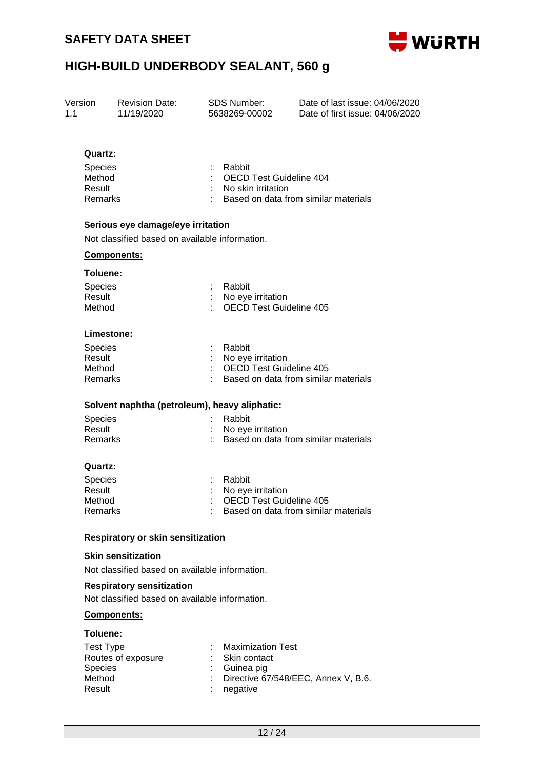**Quartz:**

| | | |
|---|---|---|
| Species | : | Rabbit |
| Method | : | OECD Test Guideline 404 |
| Result | : | No skin irritation |
| Remarks | : | Based on data from similar materials |

**Serious eye damage/eye irritation**

Not classified based on available information.

**Components:**

**Toluene:**

| | | |
|---|---|---|
| Species | : | Rabbit |
| Result | : | No eye irritation |
| Method | : | OECD Test Guideline 405 |

**Limestone:**

| | | |
|---|---|---|
| Species | : | Rabbit |
| Result | : | No eye irritation |
| Method | : | OECD Test Guideline 405 |
| Remarks | : | Based on data from similar materials |

**Solvent naphtha (petroleum), heavy aliphatic:**

| | | |
|---|---|---|
| Species | : | Rabbit |
| Result | : | No eye irritation |
| Remarks | : | Based on data from similar materials |

**Quartz:**

| | | |
|---|---|---|
| Species | : | Rabbit |
| Result | : | No eye irritation |
| Method | : | OECD Test Guideline 405 |
| Remarks | : | Based on data from similar materials |

**Respiratory or skin sensitization**

**Skin sensitization**

Not classified based on available information.

**Respiratory sensitization**

Not classified based on available information.

**Components:**

**Toluene:**

| | | |
|---|---|---|
| Test Type | : | Maximization Test |
| Routes of exposure | : | Skin contact |
| Species | : | Guinea pig |
| Method | : | Directive 67/548/EEC, Annex V, B.6. |
| Result | : | negative |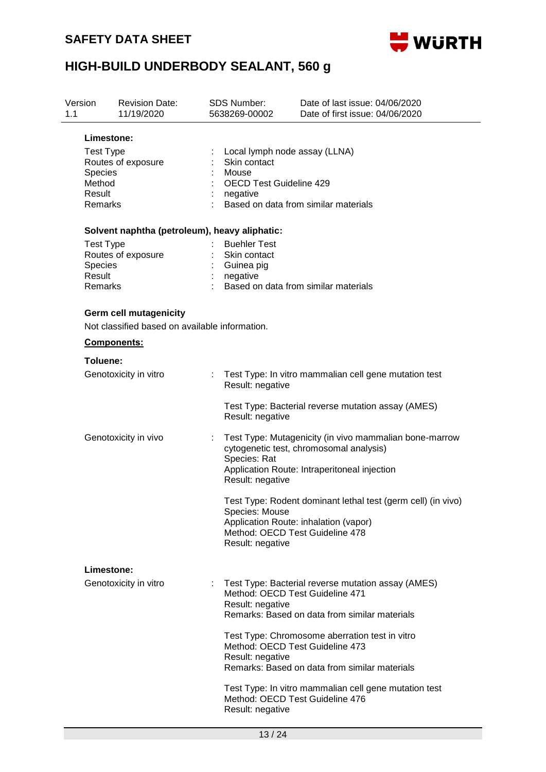**Limestone:**

| | | |
|---|---|---|
| Test Type | : | Local lymph node assay (LLNA) |
| Routes of exposure | : | Skin contact |
| Species | : | Mouse |
| Method | : | OECD Test Guideline 429 |
| Result | : | negative |
| Remarks | : | Based on data from similar materials |

**Solvent naphtha (petroleum), heavy aliphatic:**

| | | |
|---|---|---|
| Test Type | : | Buehler Test |
| Routes of exposure | : | Skin contact |
| Species | : | Guinea pig |
| Result | : | negative |
| Remarks | : | Based on data from similar materials |

**Germ cell mutagenicity**

Not classified based on available information.

**Components:**

**Toluene:**

Genotoxicity in vitro : Test Type: In vitro mammalian cell gene mutation test
Result: negative

Test Type: Bacterial reverse mutation assay (AMES)
Result: negative

Genotoxicity in vivo : Test Type: Mutagenicity (in vivo mammalian bone-marrow cytogenetic test, chromosomal analysis)
Species: Rat
Application Route: Intraperitoneal injection
Result: negative

Test Type: Rodent dominant lethal test (germ cell) (in vivo)
Species: Mouse
Application Route: inhalation (vapor)
Method: OECD Test Guideline 478
Result: negative

**Limestone:**

Genotoxicity in vitro : Test Type: Bacterial reverse mutation assay (AMES)
Method: OECD Test Guideline 471
Result: negative
Remarks: Based on data from similar materials

Test Type: Chromosome aberration test in vitro
Method: OECD Test Guideline 473
Result: negative
Remarks: Based on data from similar materials

Test Type: In vitro mammalian cell gene mutation test
Method: OECD Test Guideline 476
Result: negative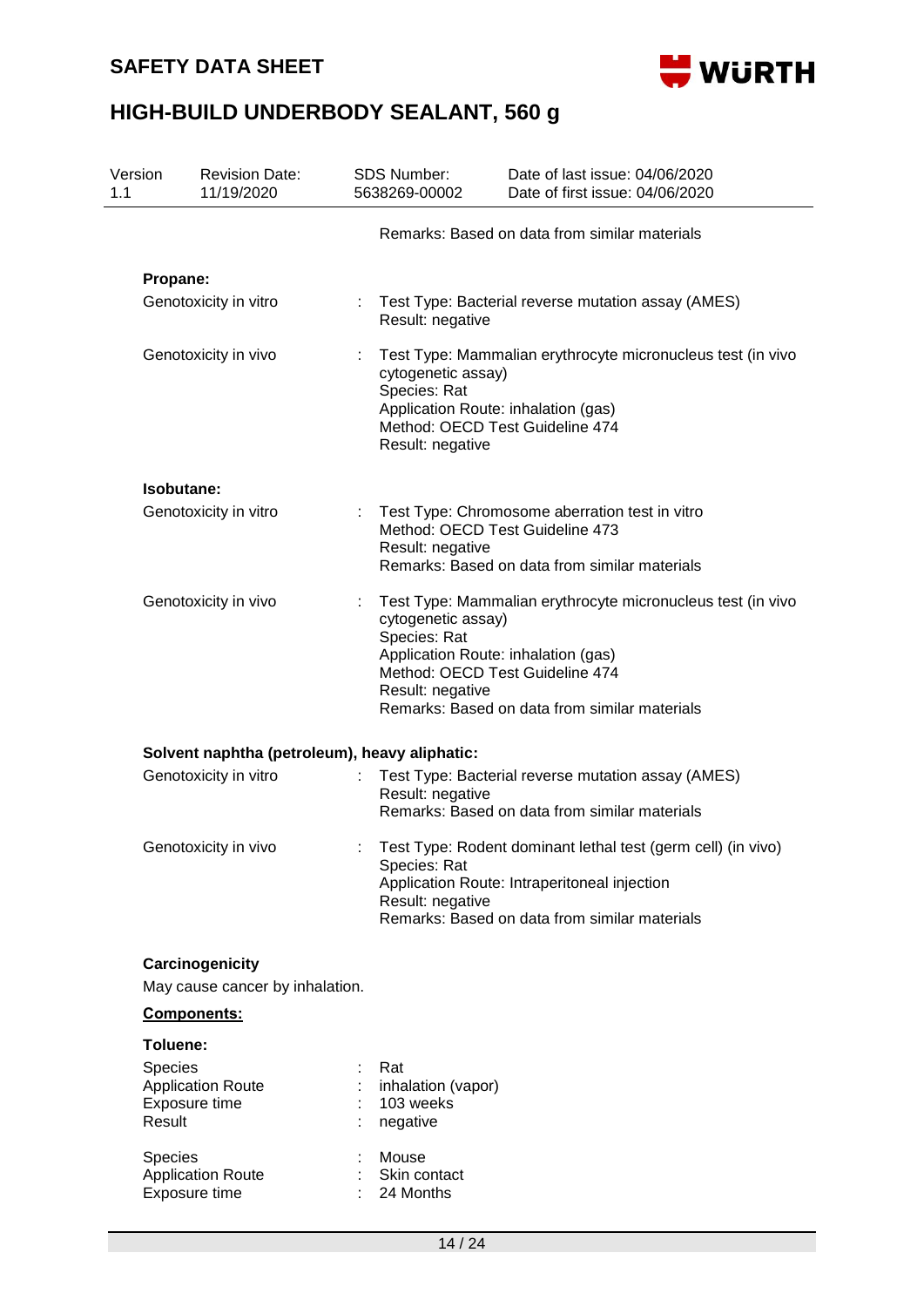Remarks: Based on data from similar materials

**Propane:**

| | | |
|---|---|---|
| Genotoxicity in vitro | : | Test Type: Bacterial reverse mutation assay (AMES)<br>Result: negative |
| Genotoxicity in vivo | : | Test Type: Mammalian erythrocyte micronucleus test (in vivo cytogenetic assay)<br>Species: Rat<br>Application Route: inhalation (gas)<br>Method: OECD Test Guideline 474<br>Result: negative |

**Isobutane:**

| | | |
|---|---|---|
| Genotoxicity in vitro | : | Test Type: Chromosome aberration test in vitro<br>Method: OECD Test Guideline 473<br>Result: negative<br>Remarks: Based on data from similar materials |
| Genotoxicity in vivo | : | Test Type: Mammalian erythrocyte micronucleus test (in vivo cytogenetic assay)<br>Species: Rat<br>Application Route: inhalation (gas)<br>Method: OECD Test Guideline 474<br>Result: negative<br>Remarks: Based on data from similar materials |

**Solvent naphtha (petroleum), heavy aliphatic:**

| | | |
|---|---|---|
| Genotoxicity in vitro | : | Test Type: Bacterial reverse mutation assay (AMES)<br>Result: negative<br>Remarks: Based on data from similar materials |
| Genotoxicity in vivo | : | Test Type: Rodent dominant lethal test (germ cell) (in vivo)<br>Species: Rat<br>Application Route: Intraperitoneal injection<br>Result: negative<br>Remarks: Based on data from similar materials |

### Carcinogenicity

May cause cancer by inhalation.

**Components:**

**Toluene:**

| | | |
|---|---|---|
| Species | : | Rat |
| Application Route | : | inhalation (vapor) |
| Exposure time | : | 103 weeks |
| Result | : | negative |

| | | |
|---|---|---|
| Species | : | Mouse |
| Application Route | : | Skin contact |
| Exposure time | : | 24 Months |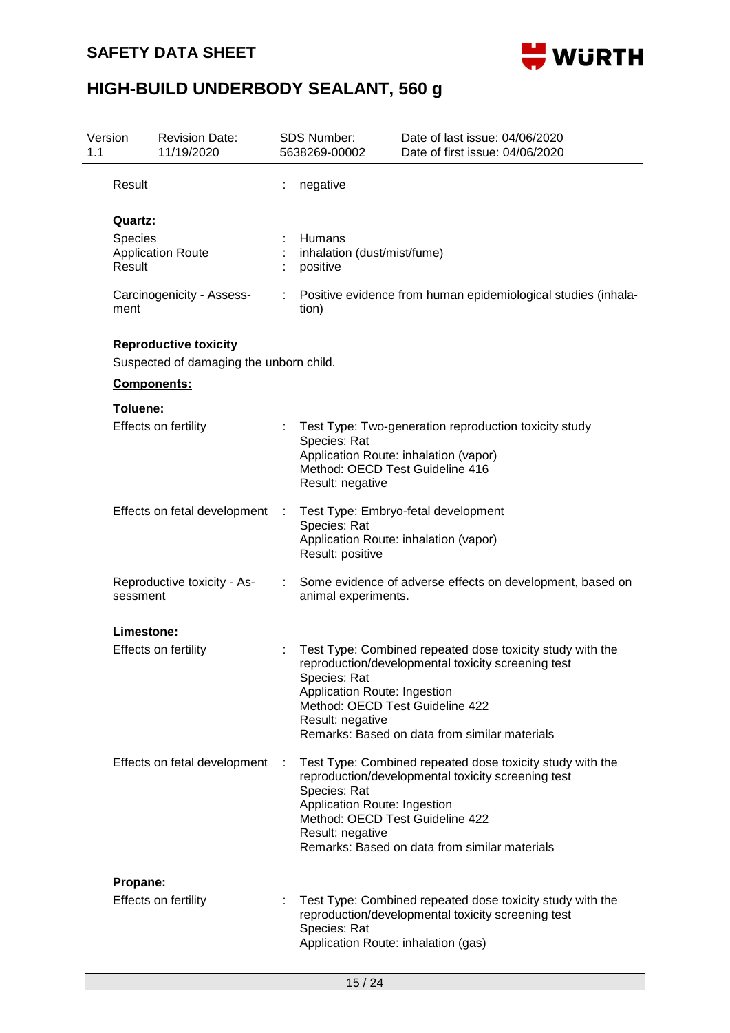| | | |
|---|---|---|
| Result | : | negative |

**Quartz:**

| | | |
|---|---|---|
| Species | : | Humans |
| Application Route | : | inhalation (dust/mist/fume) |
| Result | : | positive |
| Carcinogenicity - Assessment | : | Positive evidence from human epidemiological studies (inhalation) |

**Reproductive toxicity**

Suspected of damaging the unborn child.

**Components:**

**Toluene:**

| | | |
|---|---|---|
| Effects on fertility | : | Test Type: Two-generation reproduction toxicity study<br>Species: Rat<br>Application Route: inhalation (vapor)<br>Method: OECD Test Guideline 416<br>Result: negative |
| Effects on fetal development | : | Test Type: Embryo-fetal development<br>Species: Rat<br>Application Route: inhalation (vapor)<br>Result: positive |
| Reproductive toxicity - Assessment | : | Some evidence of adverse effects on development, based on animal experiments. |

**Limestone:**

| | | |
|---|---|---|
| Effects on fertility | : | Test Type: Combined repeated dose toxicity study with the reproduction/developmental toxicity screening test<br>Species: Rat<br>Application Route: Ingestion<br>Method: OECD Test Guideline 422<br>Result: negative<br>Remarks: Based on data from similar materials |
| Effects on fetal development | : | Test Type: Combined repeated dose toxicity study with the reproduction/developmental toxicity screening test<br>Species: Rat<br>Application Route: Ingestion<br>Method: OECD Test Guideline 422<br>Result: negative<br>Remarks: Based on data from similar materials |

**Propane:**

| | | |
|---|---|---|
| Effects on fertility | : | Test Type: Combined repeated dose toxicity study with the reproduction/developmental toxicity screening test<br>Species: Rat<br>Application Route: inhalation (gas) |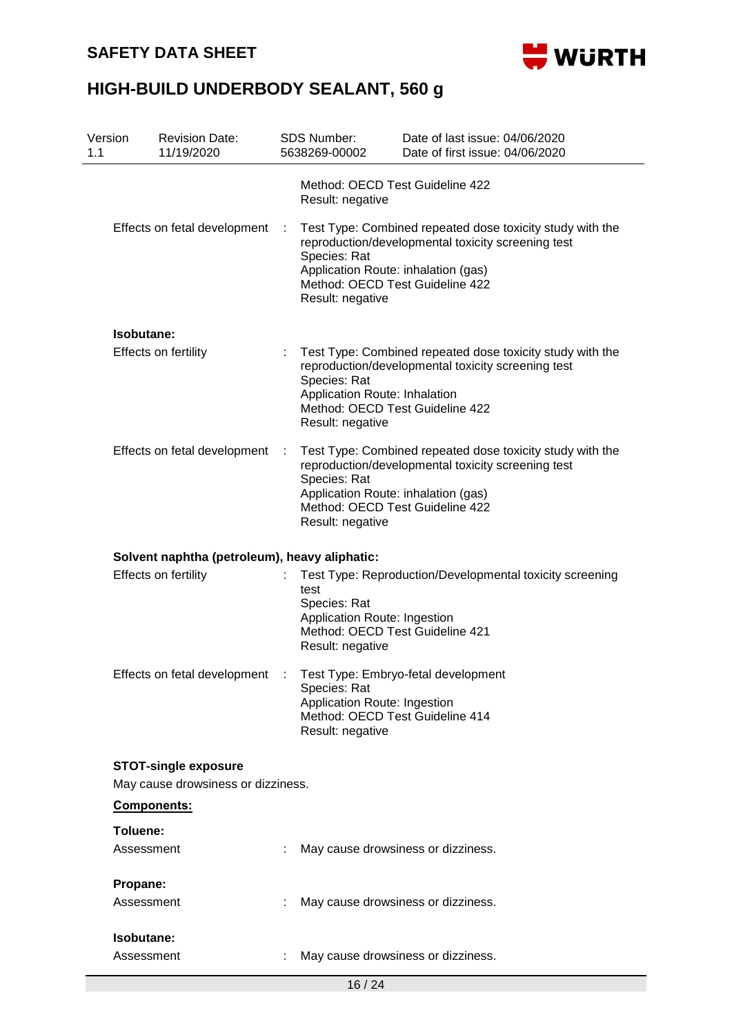Method: OECD Test Guideline 422
Result: negative

Effects on fetal development : Test Type: Combined repeated dose toxicity study with the reproduction/developmental toxicity screening test
Species: Rat
Application Route: inhalation (gas)
Method: OECD Test Guideline 422
Result: negative

**Isobutane:**

Effects on fertility : Test Type: Combined repeated dose toxicity study with the reproduction/developmental toxicity screening test
Species: Rat
Application Route: Inhalation
Method: OECD Test Guideline 422
Result: negative

Effects on fetal development : Test Type: Combined repeated dose toxicity study with the reproduction/developmental toxicity screening test
Species: Rat
Application Route: inhalation (gas)
Method: OECD Test Guideline 422
Result: negative

**Solvent naphtha (petroleum), heavy aliphatic:**

Effects on fertility : Test Type: Reproduction/Developmental toxicity screening test
Species: Rat
Application Route: Ingestion
Method: OECD Test Guideline 421
Result: negative

Effects on fetal development : Test Type: Embryo-fetal development
Species: Rat
Application Route: Ingestion
Method: OECD Test Guideline 414
Result: negative

**STOT-single exposure**

May cause drowsiness or dizziness.

**Components:**

**Toluene:**

Assessment : May cause drowsiness or dizziness.

**Propane:**

Assessment : May cause drowsiness or dizziness.

**Isobutane:**

Assessment : May cause drowsiness or dizziness.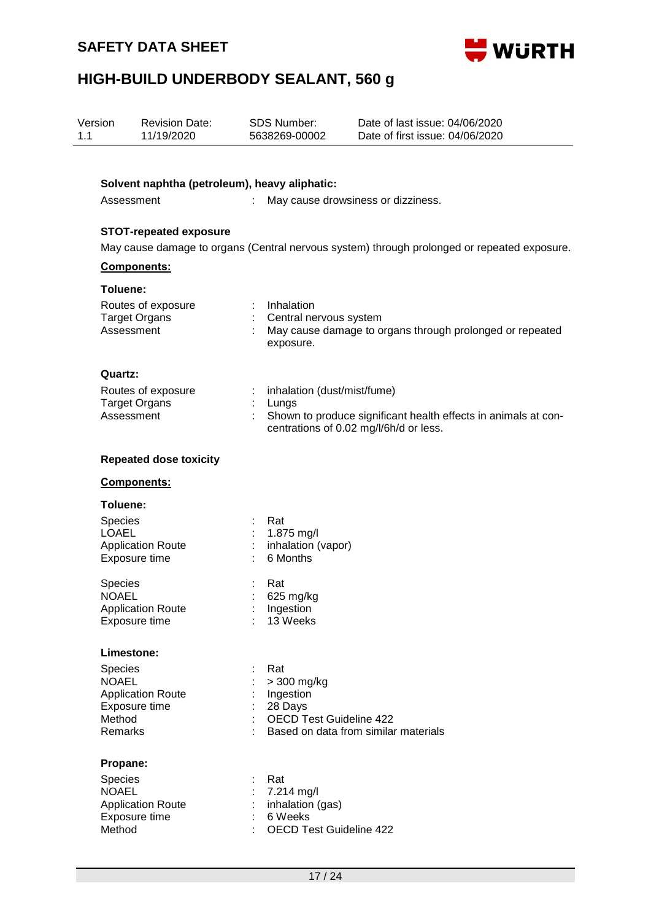**Solvent naphtha (petroleum), heavy aliphatic:**

Assessment : May cause drowsiness or dizziness.

**STOT-repeated exposure**

May cause damage to organs (Central nervous system) through prolonged or repeated exposure.

**Components:**

**Toluene:**

| | | |
|---|---|---|
| Routes of exposure | : | Inhalation |
| Target Organs | : | Central nervous system |
| Assessment | : | May cause damage to organs through prolonged or repeated exposure. |

**Quartz:**

| | | |
|---|---|---|
| Routes of exposure | : | inhalation (dust/mist/fume) |
| Target Organs | : | Lungs |
| Assessment | : | Shown to produce significant health effects in animals at concentrations of 0.02 mg/l/6h/d or less. |

**Repeated dose toxicity**

**Components:**

**Toluene:**

| | | |
|---|---|---|
| Species | : | Rat |
| LOAEL | : | 1.875 mg/l |
| Application Route | : | inhalation (vapor) |
| Exposure time | : | 6 Months |

| | | |
|---|---|---|
| Species | : | Rat |
| NOAEL | : | 625 mg/kg |
| Application Route | : | Ingestion |
| Exposure time | : | 13 Weeks |

**Limestone:**

| | | |
|---|---|---|
| Species | : | Rat |
| NOAEL | : | > 300 mg/kg |
| Application Route | : | Ingestion |
| Exposure time | : | 28 Days |
| Method | : | OECD Test Guideline 422 |
| Remarks | : | Based on data from similar materials |

**Propane:**

| | | |
|---|---|---|
| Species | : | Rat |
| NOAEL | : | 7.214 mg/l |
| Application Route | : | inhalation (gas) |
| Exposure time | : | 6 Weeks |
| Method | : | OECD Test Guideline 422 |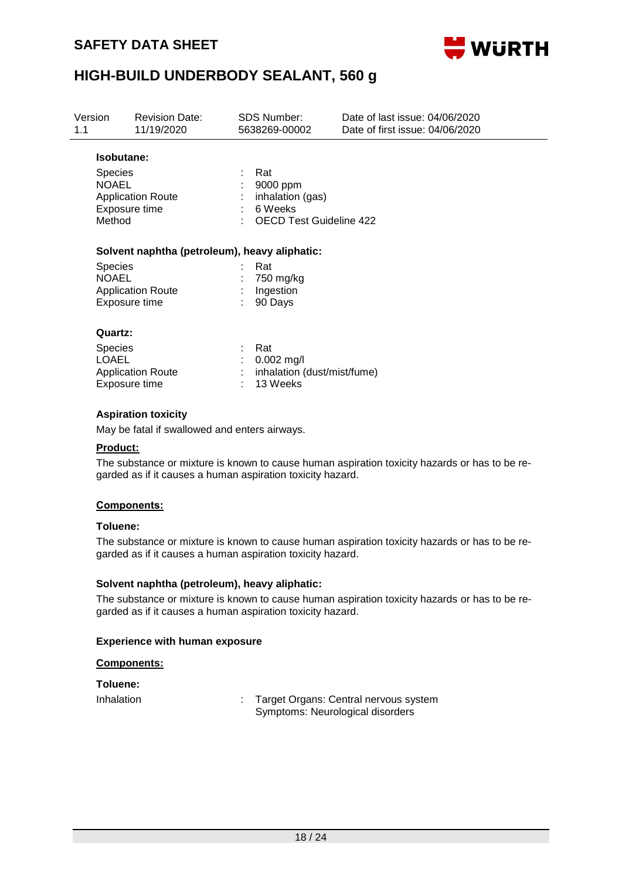**Isobutane:**

| | | |
|---|---|---|
| Species | : | Rat |
| NOAEL | : | 9000 ppm |
| Application Route | : | inhalation (gas) |
| Exposure time | : | 6 Weeks |
| Method | : | OECD Test Guideline 422 |

**Solvent naphtha (petroleum), heavy aliphatic:**

| | | |
|---|---|---|
| Species | : | Rat |
| NOAEL | : | 750 mg/kg |
| Application Route | : | Ingestion |
| Exposure time | : | 90 Days |

**Quartz:**

| | | |
|---|---|---|
| Species | : | Rat |
| LOAEL | : | 0.002 mg/l |
| Application Route | : | inhalation (dust/mist/fume) |
| Exposure time | : | 13 Weeks |

**Aspiration toxicity**

May be fatal if swallowed and enters airways.

**Product:**

The substance or mixture is known to cause human aspiration toxicity hazards or has to be regarded as if it causes a human aspiration toxicity hazard.

**Components:**

**Toluene:**

The substance or mixture is known to cause human aspiration toxicity hazards or has to be regarded as if it causes a human aspiration toxicity hazard.

**Solvent naphtha (petroleum), heavy aliphatic:**

The substance or mixture is known to cause human aspiration toxicity hazards or has to be regarded as if it causes a human aspiration toxicity hazard.

**Experience with human exposure**

**Components:**

**Toluene:**

| | | |
|---|---|---|
| Inhalation | : | Target Organs: Central nervous system<br>Symptoms: Neurological disorders |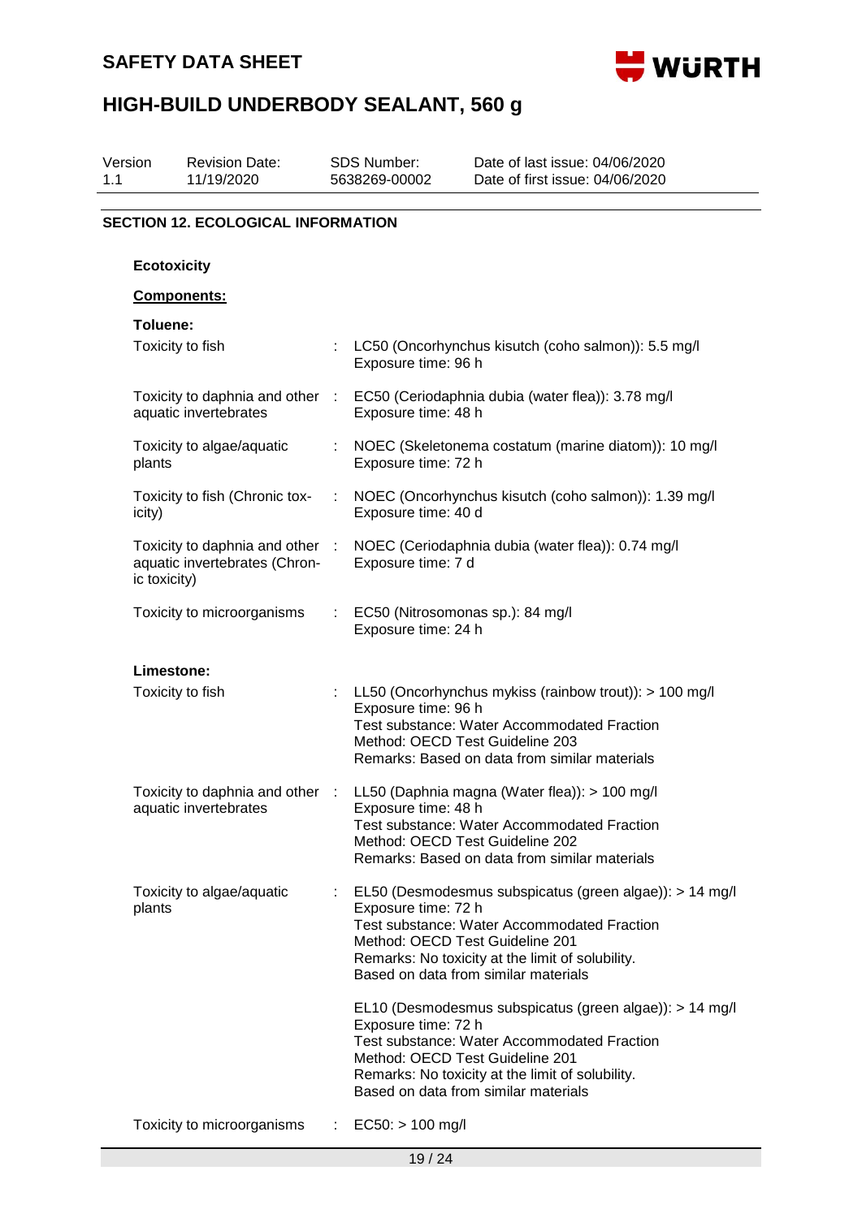## SECTION 12. ECOLOGICAL INFORMATION

**Ecotoxicity**

**Components:**

**Toluene:**

| | | |
|---|---|---|
| Toxicity to fish | : | LC50 (Oncorhynchus kisutch (coho salmon)): 5.5 mg/l<br>Exposure time: 96 h |
| Toxicity to daphnia and other aquatic invertebrates | : | EC50 (Ceriodaphnia dubia (water flea)): 3.78 mg/l<br>Exposure time: 48 h |
| Toxicity to algae/aquatic plants | : | NOEC (Skeletonema costatum (marine diatom)): 10 mg/l<br>Exposure time: 72 h |
| Toxicity to fish (Chronic toxicity) | : | NOEC (Oncorhynchus kisutch (coho salmon)): 1.39 mg/l<br>Exposure time: 40 d |
| Toxicity to daphnia and other aquatic invertebrates (Chronic toxicity) | : | NOEC (Ceriodaphnia dubia (water flea)): 0.74 mg/l<br>Exposure time: 7 d |
| Toxicity to microorganisms | : | EC50 (Nitrosomonas sp.): 84 mg/l<br>Exposure time: 24 h |

**Limestone:**

| | | |
|---|---|---|
| Toxicity to fish | : | LL50 (Oncorhynchus mykiss (rainbow trout)): > 100 mg/l<br>Exposure time: 96 h<br>Test substance: Water Accommodated Fraction<br>Method: OECD Test Guideline 203<br>Remarks: Based on data from similar materials |
| Toxicity to daphnia and other aquatic invertebrates | : | LL50 (Daphnia magna (Water flea)): > 100 mg/l<br>Exposure time: 48 h<br>Test substance: Water Accommodated Fraction<br>Method: OECD Test Guideline 202<br>Remarks: Based on data from similar materials |
| Toxicity to algae/aquatic plants | : | EL50 (Desmodesmus subspicatus (green algae)): > 14 mg/l<br>Exposure time: 72 h<br>Test substance: Water Accommodated Fraction<br>Method: OECD Test Guideline 201<br>Remarks: No toxicity at the limit of solubility.<br>Based on data from similar materials<br><br>EL10 (Desmodesmus subspicatus (green algae)): > 14 mg/l<br>Exposure time: 72 h<br>Test substance: Water Accommodated Fraction<br>Method: OECD Test Guideline 201<br>Remarks: No toxicity at the limit of solubility.<br>Based on data from similar materials |
| Toxicity to microorganisms | : | EC50: > 100 mg/l |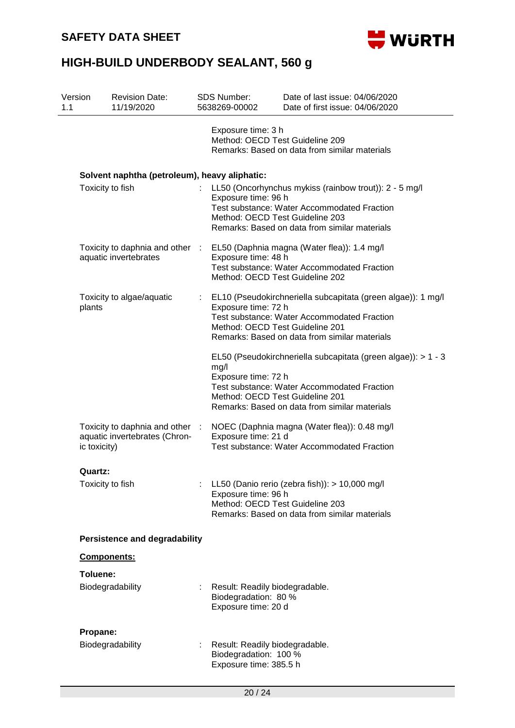Exposure time: 3 h
Method: OECD Test Guideline 209
Remarks: Based on data from similar materials

**Solvent naphtha (petroleum), heavy aliphatic:**

| | | |
|---|---|---|
| Toxicity to fish | : | LL50 (Oncorhynchus mykiss (rainbow trout)): 2 - 5 mg/l<br>Exposure time: 96 h<br>Test substance: Water Accommodated Fraction<br>Method: OECD Test Guideline 203<br>Remarks: Based on data from similar materials |
| Toxicity to daphnia and other aquatic invertebrates | : | EL50 (Daphnia magna (Water flea)): 1.4 mg/l<br>Exposure time: 48 h<br>Test substance: Water Accommodated Fraction<br>Method: OECD Test Guideline 202 |
| Toxicity to algae/aquatic plants | : | EL10 (Pseudokirchneriella subcapitata (green algae)): 1 mg/l<br>Exposure time: 72 h<br>Test substance: Water Accommodated Fraction<br>Method: OECD Test Guideline 201<br>Remarks: Based on data from similar materials<br><br>EL50 (Pseudokirchneriella subcapitata (green algae)): > 1 - 3 mg/l<br>Exposure time: 72 h<br>Test substance: Water Accommodated Fraction<br>Method: OECD Test Guideline 201<br>Remarks: Based on data from similar materials |
| Toxicity to daphnia and other aquatic invertebrates (Chronic toxicity) | : | NOEC (Daphnia magna (Water flea)): 0.48 mg/l<br>Exposure time: 21 d<br>Test substance: Water Accommodated Fraction |

**Quartz:**

| | | |
|---|---|---|
| Toxicity to fish | : | LL50 (Danio rerio (zebra fish)): > 10,000 mg/l<br>Exposure time: 96 h<br>Method: OECD Test Guideline 203<br>Remarks: Based on data from similar materials |

**Persistence and degradability**

**Components:**

**Toluene:**

| | | |
|---|---|---|
| Biodegradability | : | Result: Readily biodegradable.<br>Biodegradation: 80 %<br>Exposure time: 20 d |

**Propane:**

| | | |
|---|---|---|
| Biodegradability | : | Result: Readily biodegradable.<br>Biodegradation: 100 %<br>Exposure time: 385.5 h |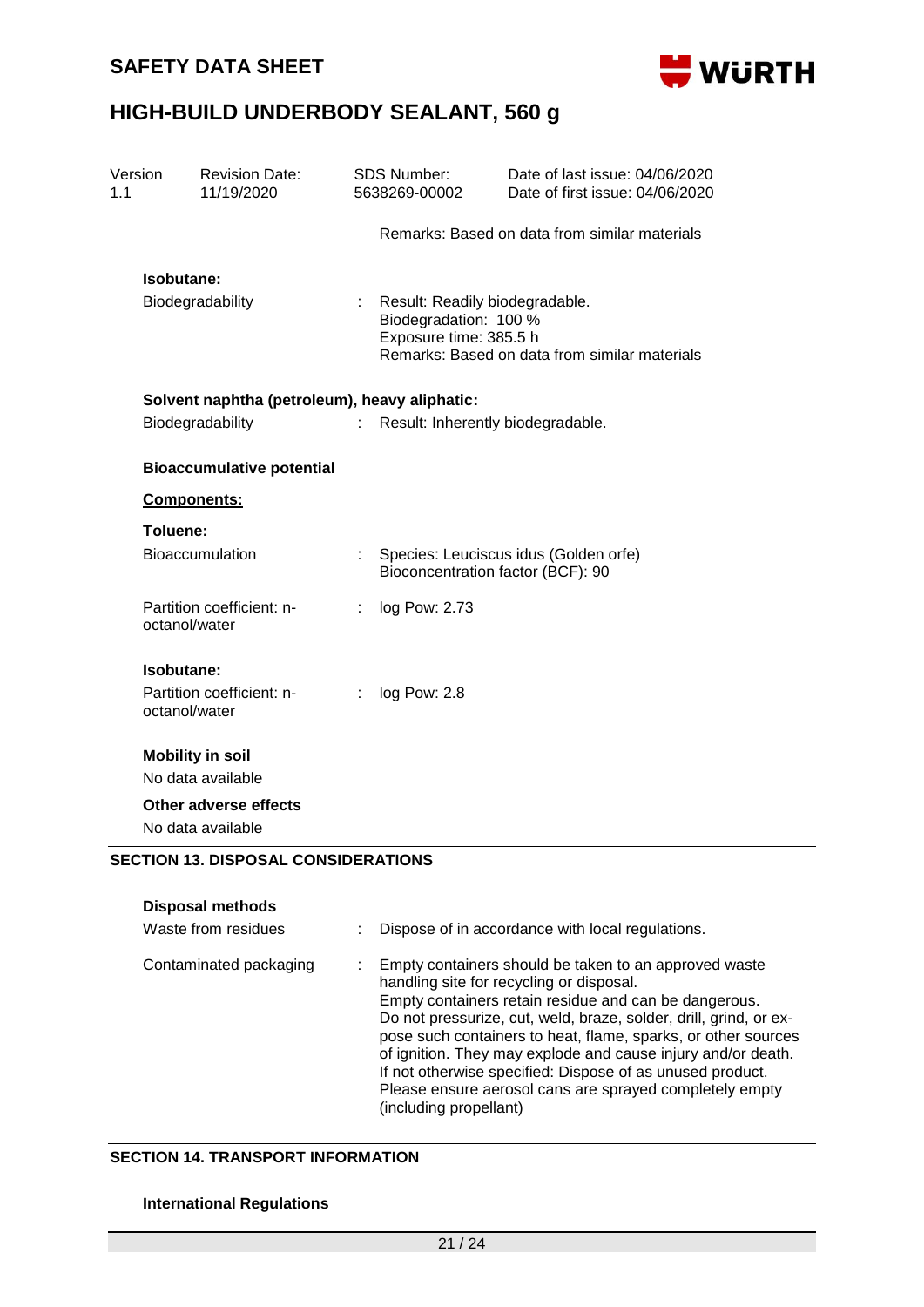Remarks: Based on data from similar materials

**Isobutane:**

| | | |
|---|---|---|
| Biodegradability | : | Result: Readily biodegradable.<br>Biodegradation: 100 %<br>Exposure time: 385.5 h<br>Remarks: Based on data from similar materials |

**Solvent naphtha (petroleum), heavy aliphatic:**

| | | |
|---|---|---|
| Biodegradability | : | Result: Inherently biodegradable. |

**Bioaccumulative potential**

**Components:**

**Toluene:**

| | | |
|---|---|---|
| Bioaccumulation | : | Species: Leuciscus idus (Golden orfe)<br>Bioconcentration factor (BCF): 90 |
| Partition coefficient: n-octanol/water | : | log Pow: 2.73 |

**Isobutane:**

| | | |
|---|---|---|
| Partition coefficient: n-octanol/water | : | log Pow: 2.8 |

**Mobility in soil**

No data available

**Other adverse effects**

No data available

## SECTION 13. DISPOSAL CONSIDERATIONS

**Disposal methods**

| | | |
|---|---|---|
| Waste from residues | : | Dispose of in accordance with local regulations. |
| Contaminated packaging | : | Empty containers should be taken to an approved waste handling site for recycling or disposal.<br>Empty containers retain residue and can be dangerous.<br>Do not pressurize, cut, weld, braze, solder, drill, grind, or expose such containers to heat, flame, sparks, or other sources of ignition. They may explode and cause injury and/or death.<br>If not otherwise specified: Dispose of as unused product.<br>Please ensure aerosol cans are sprayed completely empty (including propellant) |

## SECTION 14. TRANSPORT INFORMATION

**International Regulations**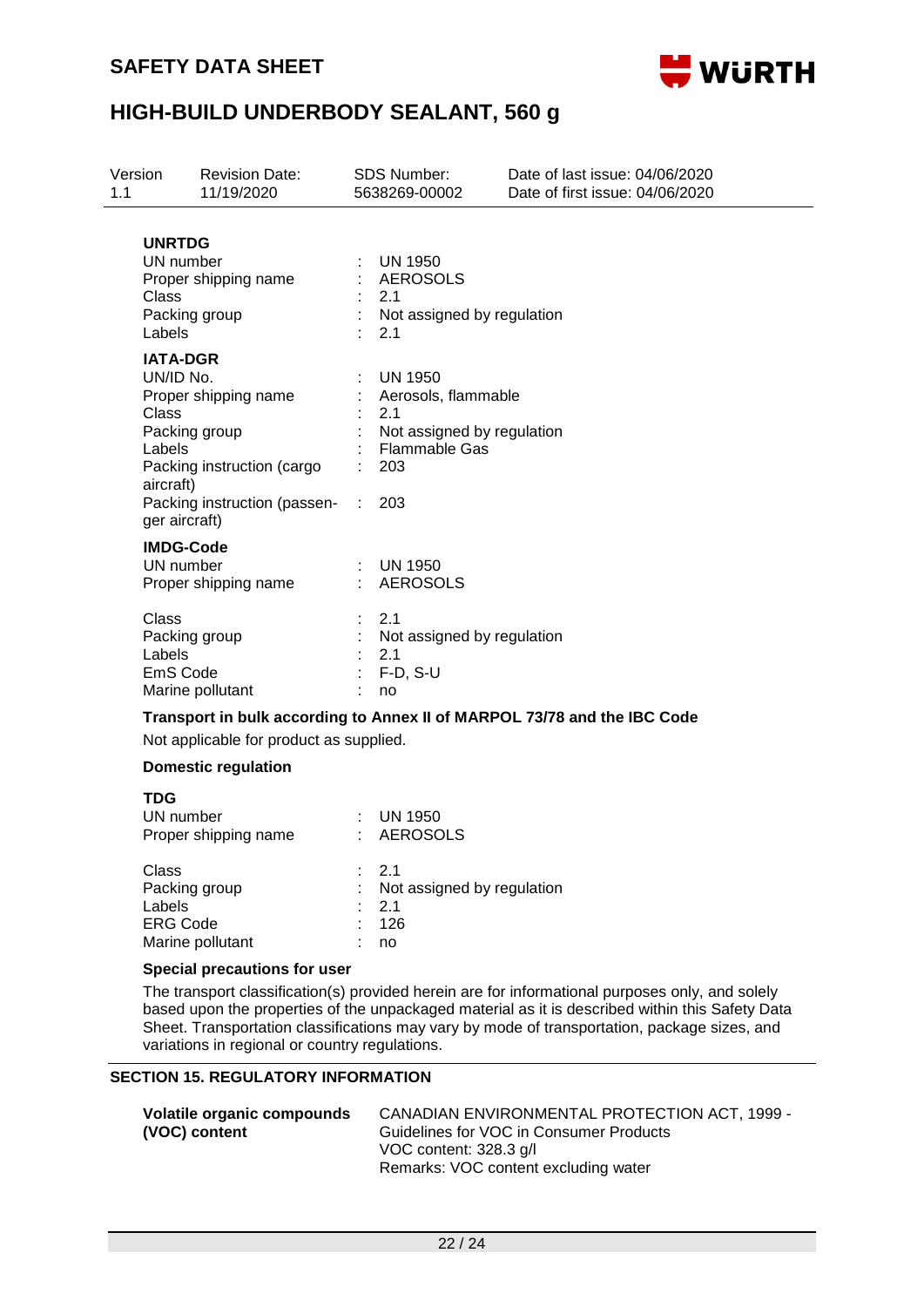| Version | Revision Date: | SDS Number: | Date of last issue: 04/06/2020 |
|---|---|---|---|
| 1.1 | 11/19/2020 | 5638269-00002 | Date of first issue: 04/06/2020 |

**UNRTDG**

| | | |
|---|---|---|
| UN number | : | UN 1950 |
| Proper shipping name | : | AEROSOLS |
| Class | : | 2.1 |
| Packing group | : | Not assigned by regulation |
| Labels | : | 2.1 |

**IATA-DGR**

| | | |
|---|---|---|
| UN/ID No. | : | UN 1950 |
| Proper shipping name | : | Aerosols, flammable |
| Class | : | 2.1 |
| Packing group | : | Not assigned by regulation |
| Labels | : | Flammable Gas |
| Packing instruction (cargo aircraft) | : | 203 |
| Packing instruction (passenger aircraft) | : | 203 |

**IMDG-Code**

| | | |
|---|---|---|
| UN number | : | UN 1950 |
| Proper shipping name | : | AEROSOLS |
| Class | : | 2.1 |
| Packing group | : | Not assigned by regulation |
| Labels | : | 2.1 |
| EmS Code | : | F-D, S-U |
| Marine pollutant | : | no |

**Transport in bulk according to Annex II of MARPOL 73/78 and the IBC Code**

Not applicable for product as supplied.

**Domestic regulation**

**TDG**

| | | |
|---|---|---|
| UN number | : | UN 1950 |
| Proper shipping name | : | AEROSOLS |
| Class | : | 2.1 |
| Packing group | : | Not assigned by regulation |
| Labels | : | 2.1 |
| ERG Code | : | 126 |
| Marine pollutant | : | no |

**Special precautions for user**

The transport classification(s) provided herein are for informational purposes only, and solely based upon the properties of the unpackaged material as it is described within this Safety Data Sheet. Transportation classifications may vary by mode of transportation, package sizes, and variations in regional or country regulations.

## SECTION 15. REGULATORY INFORMATION

**Volatile organic compounds (VOC) content**

CANADIAN ENVIRONMENTAL PROTECTION ACT, 1999 - Guidelines for VOC in Consumer Products
VOC content: 328.3 g/l
Remarks: VOC content excluding water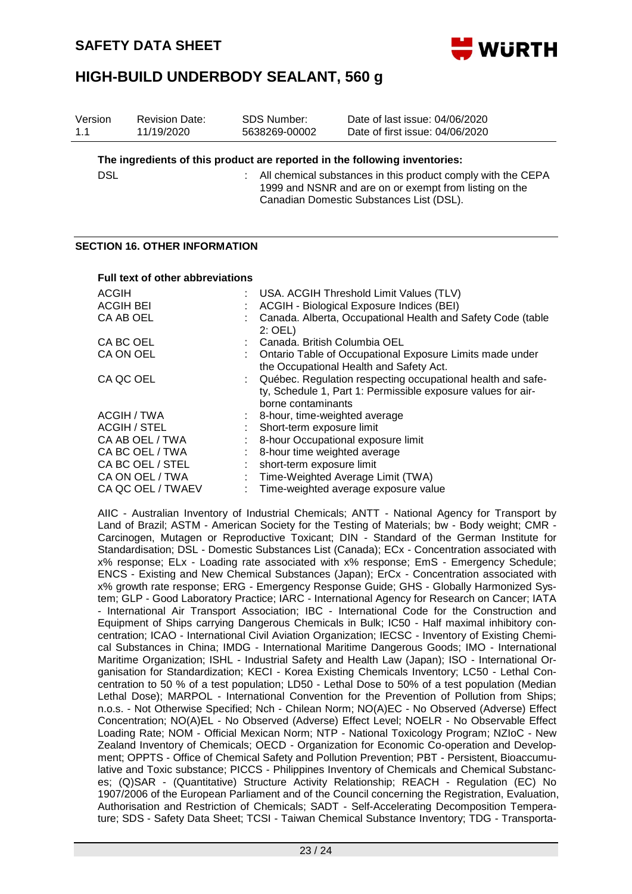| Version | Revision Date: | SDS Number: | Date of last issue: 04/06/2020 |
|---|---|---|---|
| 1.1 | 11/19/2020 | 5638269-00002 | Date of first issue: 04/06/2020 |

**The ingredients of this product are reported in the following inventories:**

| | | |
|---|---|---|
| DSL | : | All chemical substances in this product comply with the CEPA 1999 and NSNR and are on or exempt from listing on the Canadian Domestic Substances List (DSL). |

## SECTION 16. OTHER INFORMATION

**Full text of other abbreviations**

| | | |
|---|---|---|
| ACGIH | : | USA. ACGIH Threshold Limit Values (TLV) |
| ACGIH BEI | : | ACGIH - Biological Exposure Indices (BEI) |
| CA AB OEL | : | Canada. Alberta, Occupational Health and Safety Code (table 2: OEL) |
| CA BC OEL | : | Canada. British Columbia OEL |
| CA ON OEL | : | Ontario Table of Occupational Exposure Limits made under the Occupational Health and Safety Act. |
| CA QC OEL | : | Québec. Regulation respecting occupational health and safety, Schedule 1, Part 1: Permissible exposure values for airborne contaminants |
| ACGIH / TWA | : | 8-hour, time-weighted average |
| ACGIH / STEL | : | Short-term exposure limit |
| CA AB OEL / TWA | : | 8-hour Occupational exposure limit |
| CA BC OEL / TWA | : | 8-hour time weighted average |
| CA BC OEL / STEL | : | short-term exposure limit |
| CA ON OEL / TWA | : | Time-Weighted Average Limit (TWA) |
| CA QC OEL / TWAEV | : | Time-weighted average exposure value |

AIIC - Australian Inventory of Industrial Chemicals; ANTT - National Agency for Transport by Land of Brazil; ASTM - American Society for the Testing of Materials; bw - Body weight; CMR - Carcinogen, Mutagen or Reproductive Toxicant; DIN - Standard of the German Institute for Standardisation; DSL - Domestic Substances List (Canada); ECx - Concentration associated with x% response; ELx - Loading rate associated with x% response; EmS - Emergency Schedule; ENCS - Existing and New Chemical Substances (Japan); ErCx - Concentration associated with x% growth rate response; ERG - Emergency Response Guide; GHS - Globally Harmonized System; GLP - Good Laboratory Practice; IARC - International Agency for Research on Cancer; IATA - International Air Transport Association; IBC - International Code for the Construction and Equipment of Ships carrying Dangerous Chemicals in Bulk; IC50 - Half maximal inhibitory concentration; ICAO - International Civil Aviation Organization; IECSC - Inventory of Existing Chemical Substances in China; IMDG - International Maritime Dangerous Goods; IMO - International Maritime Organization; ISHL - Industrial Safety and Health Law (Japan); ISO - International Organisation for Standardization; KECI - Korea Existing Chemicals Inventory; LC50 - Lethal Concentration to 50 % of a test population; LD50 - Lethal Dose to 50% of a test population (Median Lethal Dose); MARPOL - International Convention for the Prevention of Pollution from Ships; n.o.s. - Not Otherwise Specified; Nch - Chilean Norm; NO(A)EC - No Observed (Adverse) Effect Concentration; NO(A)EL - No Observed (Adverse) Effect Level; NOELR - No Observable Effect Loading Rate; NOM - Official Mexican Norm; NTP - National Toxicology Program; NZIoC - New Zealand Inventory of Chemicals; OECD - Organization for Economic Co-operation and Development; OPPTS - Office of Chemical Safety and Pollution Prevention; PBT - Persistent, Bioaccumulative and Toxic substance; PICCS - Philippines Inventory of Chemicals and Chemical Substances; (Q)SAR - (Quantitative) Structure Activity Relationship; REACH - Regulation (EC) No 1907/2006 of the European Parliament and of the Council concerning the Registration, Evaluation, Authorisation and Restriction of Chemicals; SADT - Self-Accelerating Decomposition Temperature; SDS - Safety Data Sheet; TCSI - Taiwan Chemical Substance Inventory; TDG - Transporta-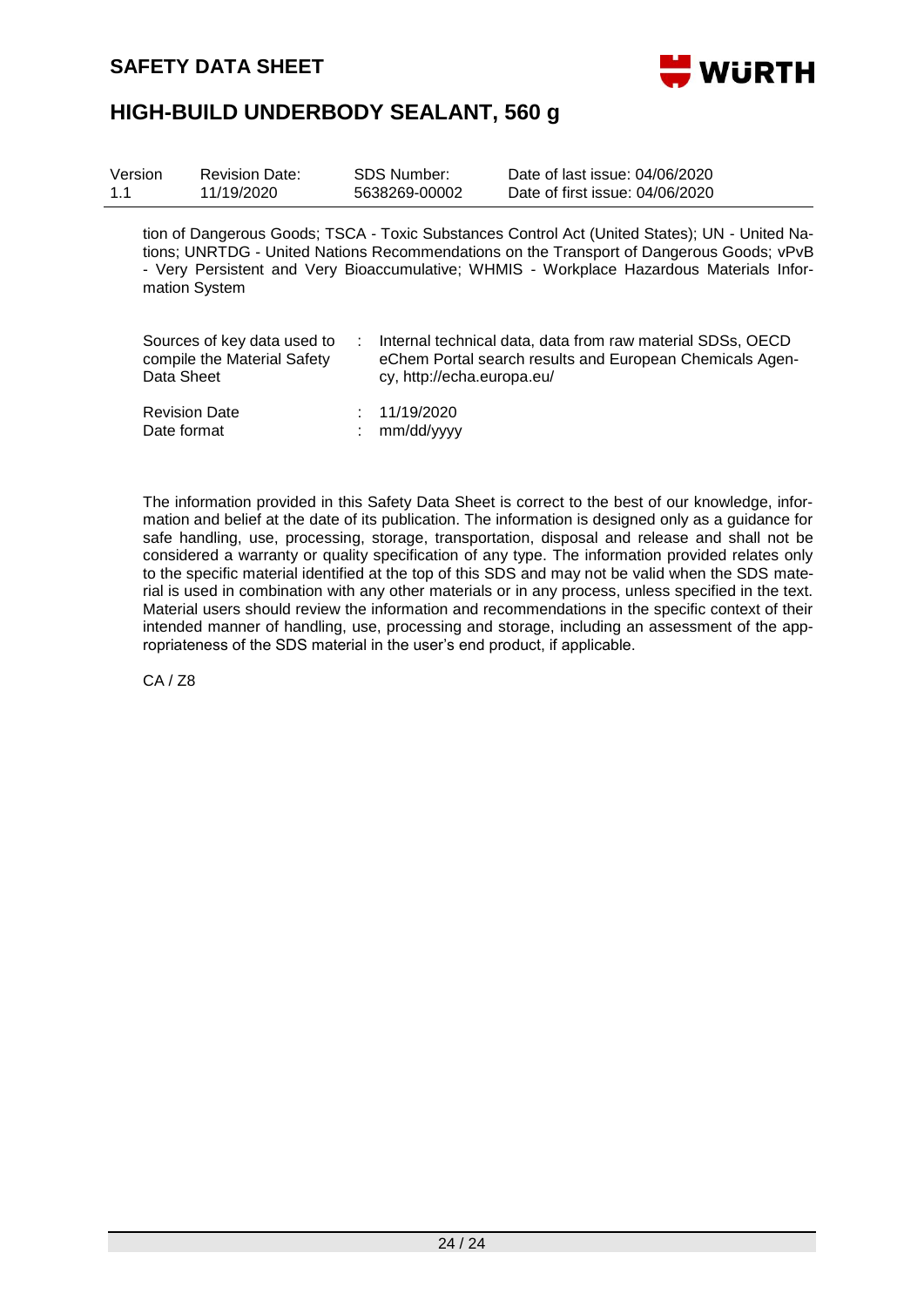tion of Dangerous Goods; TSCA - Toxic Substances Control Act (United States); UN - United Nations; UNRTDG - United Nations Recommendations on the Transport of Dangerous Goods; vPvB - Very Persistent and Very Bioaccumulative; WHMIS - Workplace Hazardous Materials Information System

| | | |
|---|---|---|
| Sources of key data used to compile the Material Safety Data Sheet | : | Internal technical data, data from raw material SDSs, OECD eChem Portal search results and European Chemicals Agency, http://echa.europa.eu/ |
| Revision Date | : | 11/19/2020 |
| Date format | : | mm/dd/yyyy |

The information provided in this Safety Data Sheet is correct to the best of our knowledge, information and belief at the date of its publication. The information is designed only as a guidance for safe handling, use, processing, storage, transportation, disposal and release and shall not be considered a warranty or quality specification of any type. The information provided relates only to the specific material identified at the top of this SDS and may not be valid when the SDS material is used in combination with any other materials or in any process, unless specified in the text. Material users should review the information and recommendations in the specific context of their intended manner of handling, use, processing and storage, including an assessment of the appropriateness of the SDS material in the user's end product, if applicable.

CA / Z8